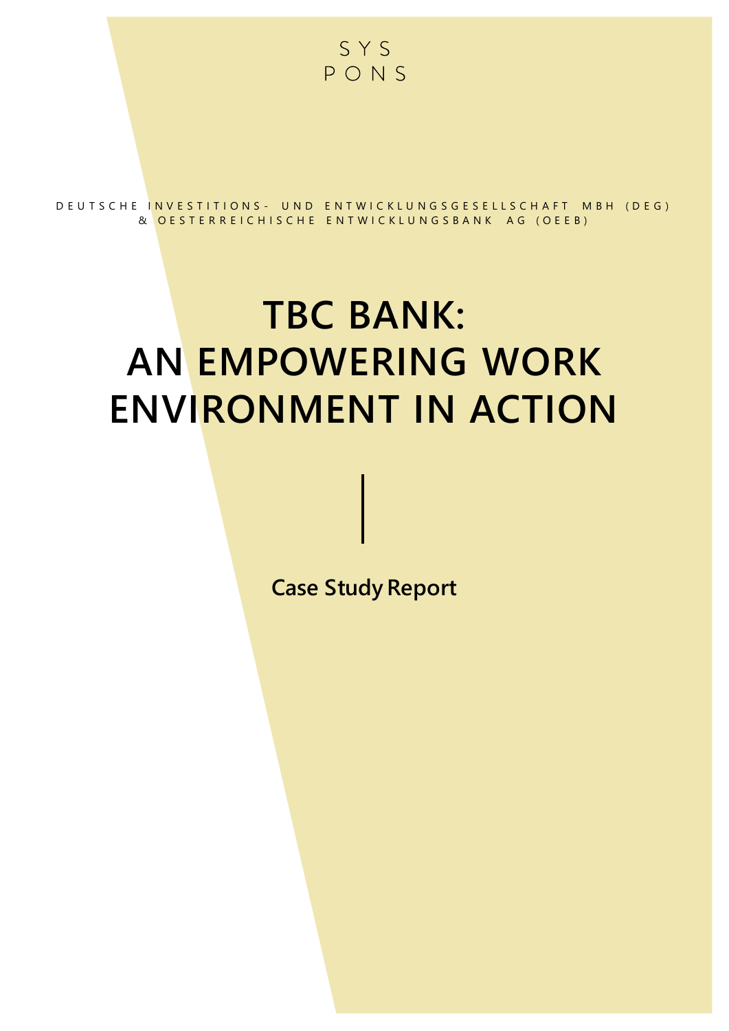SYS PONS

DEUTSCHE INVESTITIONS- UND ENTWICKLUNGSGESELLSCHAFT MBH (DEG) & OESTERREICHISCHE ENTWICKLUNGSBANK AG (OEEB)

# TBC BANK: AN EMPOWERING WORK ENVIRONMENT IN ACTION

**Case Study Report**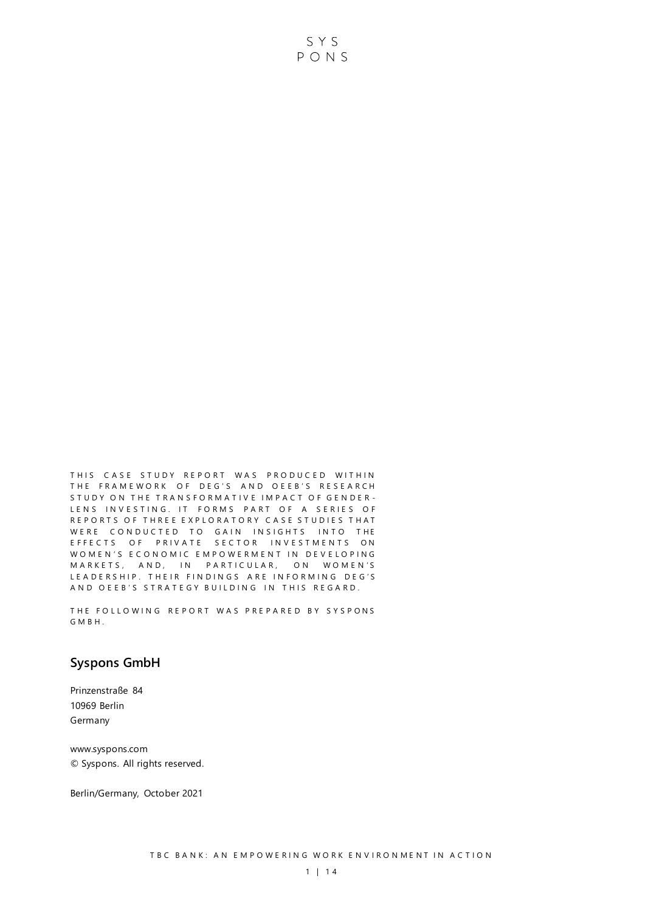SYS
PONS

THIS CASE STUDY REPORT WAS PRODUCED WITHIN THE FRAMEWORK OF DEG'S AND OEEB'S RESEARCH STUDY ON THE TRANSFORMATIVE IMPACT OF GENDER-LENS INVESTING. IT FORMS PART OF A SERIES OF REPORTS OF THREE EXPLORATORY CASE STUDIES THAT WERE CONDUCTED TO GAIN INSIGHTS INTO THE EFFECTS OF PRIVATE SECTOR INVESTMENTS ON WOMEN'S ECONOMIC EMPOWERMENT IN DEVELOPING MARKETS, AND, IN PARTICULAR, ON WOMEN'S LEADERSHIP. THEIR FINDINGS ARE INFORMING DEG'S AND OEEB'S STRATEGY BUILDING IN THIS REGARD.

THE FOLLOWING REPORT WAS PREPARED BY SYSPONS GMBH.

## Syspons GmbH

Prinzenstraße 84
10969 Berlin
Germany

www.syspons.com
© Syspons. All rights reserved.

Berlin/Germany, October 2021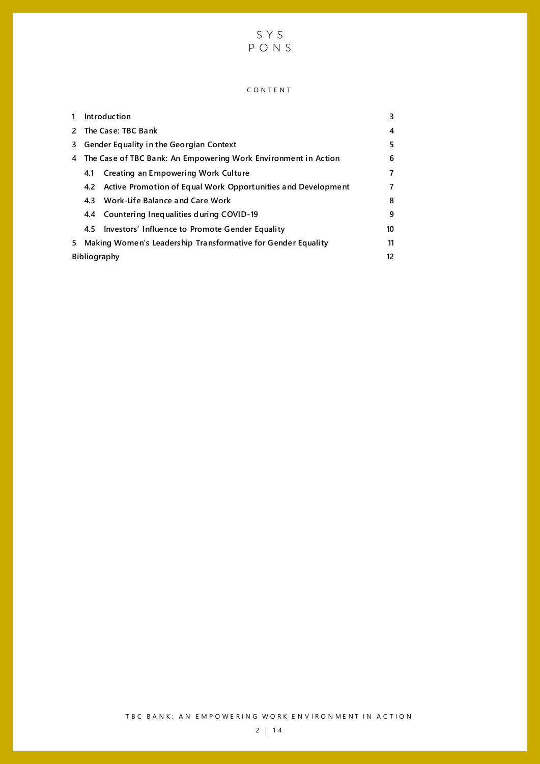SYS
PONS

CONTENT

| | | |
|---|---|---|
| 1 | Introduction | 3 |
| 2 | The Case: TBC Bank | 4 |
| 3 | Gender Equality in the Georgian Context | 5 |
| 4 | The Case of TBC Bank: An Empowering Work Environment in Action | 6 |
| 4.1 | Creating an Empowering Work Culture | 7 |
| 4.2 | Active Promotion of Equal Work Opportunities and Development | 7 |
| 4.3 | Work-Life Balance and Care Work | 8 |
| 4.4 | Countering Inequalities during COVID-19 | 9 |
| 4.5 | Investors' Influence to Promote Gender Equality | 10 |
| 5 | Making Women's Leadership Transformative for Gender Equality | 11 |
| | Bibliography | 12 |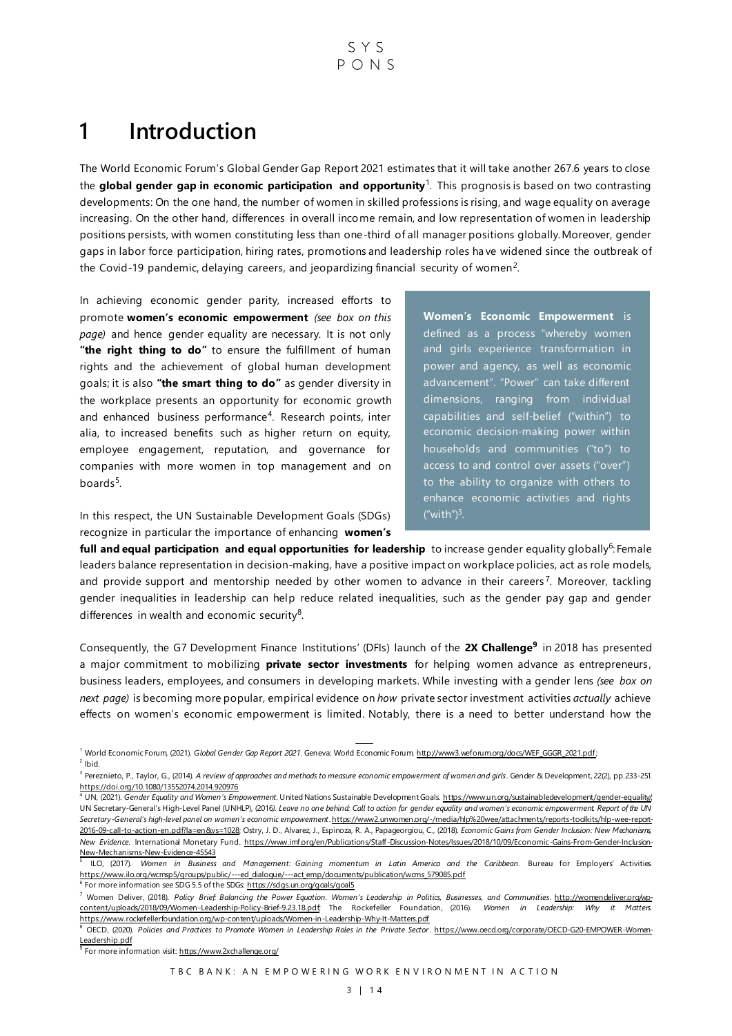# 1 Introduction

The World Economic Forum's Global Gender Gap Report 2021 estimates that it will take another 267.6 years to close the **global gender gap in economic participation and opportunity**[1]. This prognosis is based on two contrasting developments: On the one hand, the number of women in skilled professions is rising, and wage equality on average increasing. On the other hand, differences in overall income remain, and low representation of women in leadership positions persists, with women constituting less than one-third of all manager positions globally. Moreover, gender gaps in labor force participation, hiring rates, promotions and leadership roles have widened since the outbreak of the Covid-19 pandemic, delaying careers, and jeopardizing financial security of women[2].

In achieving economic gender parity, increased efforts to promote **women's economic empowerment** *(see box on this page)* and hence gender equality are necessary. It is not only **"the right thing to do"** to ensure the fulfillment of human rights and the achievement of global human development goals; it is also **"the smart thing to do"** as gender diversity in the workplace presents an opportunity for economic growth and enhanced business performance[4]. Research points, inter alia, to increased benefits such as higher return on equity, employee engagement, reputation, and governance for companies with more women in top management and on boards[5].

> **Women's Economic Empowerment** is defined as a process "whereby women and girls experience transformation in power and agency, as well as economic advancement". "Power" can take different dimensions, ranging from individual capabilities and self-belief ("within") to economic decision-making power within households and communities ("to") to access to and control over assets ("over") to the ability to organize with others to enhance economic activities and rights ("with")[3].

In this respect, the UN Sustainable Development Goals (SDGs) recognize in particular the importance of enhancing **women's full and equal participation and equal opportunities for leadership** to increase gender equality globally[6]: Female leaders balance representation in decision-making, have a positive impact on workplace policies, act as role models, and provide support and mentorship needed by other women to advance in their careers[7]. Moreover, tackling gender inequalities in leadership can help reduce related inequalities, such as the gender pay gap and gender differences in wealth and economic security[8].

Consequently, the G7 Development Finance Institutions' (DFIs) launch of the **2X Challenge**[9] in 2018 has presented a major commitment to mobilizing **private sector investments** for helping women advance as entrepreneurs, business leaders, employees, and consumers in developing markets. While investing with a gender lens *(see box on next page)* is becoming more popular, empirical evidence on *how* private sector investment activities *actually* achieve effects on women's economic empowerment is limited. Notably, there is a need to better understand how the

---

[1] World Economic Forum, (2021). *Global Gender Gap Report 2021*. Geneva: World Economic Forum. http://www3.weforum.org/docs/WEF_GGGR_2021.pdf;

[2] Ibid.

[3] Pereznieto, P., Taylor, G., (2014). *A review of approaches and methods to measure economic empowerment of women and girls*. Gender & Development, 22(2), pp.233-251. https://doi.org/10.1080/13552074.2014.920976

[4] UN, (2021). *Gender Equality and Women's Empowerment*. United Nations Sustainable Development Goals. https://www.un.org/sustainabledevelopment/gender-equality/; UN Secretary-General's High-Level Panel (UNHLP), (2016). *Leave no one behind: Call to action for gender equality and women's economic empowerment. Report of the UN Secretary-General's high-level panel on women's economic empowerment*. https://www2.unwomen.org/-/media/hlp%20wee/attachments/reports-toolkits/hlp-wee-report-2016-09-call-to-action-en.pdf?la=en&vs=1028; Ostry, J. D., Alvarez, J., Espinoza, R. A., Papageorgiou, C., (2018). *Economic Gains from Gender Inclusion: New Mechanisms, New Evidence*. International Monetary Fund. https://www.imf.org/en/Publications/Staff-Discussion-Notes/Issues/2018/10/09/Economic-Gains-From-Gender-Inclusion-New-Mechanisms-New-Evidence-45543

[5] ILO, (2017). *Women in Business and Management: Gaining momentum in Latin America and the Caribbean*. Bureau for Employers' Activities. https://www.ilo.org/wcmsp5/groups/public/---ed_dialogue/---act_emp/documents/publication/wcms_579085.pdf

[6] For more information see SDG 5.5 of the SDGs: https://sdgs.un.org/goals/goal5

[7] Women Deliver, (2018). *Policy Brief: Balancing the Power Equation. Women's Leadership in Politics, Businesses, and Communities*. http://womendeliver.org/wp-content/uploads/2018/09/Women-Leadership-Policy-Brief-9.23.18.pdf; The Rockefeller Foundation, (2016). *Women in Leadership: Why it Matters*. https://www.rockefellerfoundation.org/wp-content/uploads/Women-in-Leadership-Why-It-Matters.pdf

[8] OECD, (2020). *Policies and Practices to Promote Women in Leadership Roles in the Private Sector*. https://www.oecd.org/corporate/OECD-G20-EMPOWER-Women-Leadership.pdf

[9] For more information visit: https://www.2xchallenge.org/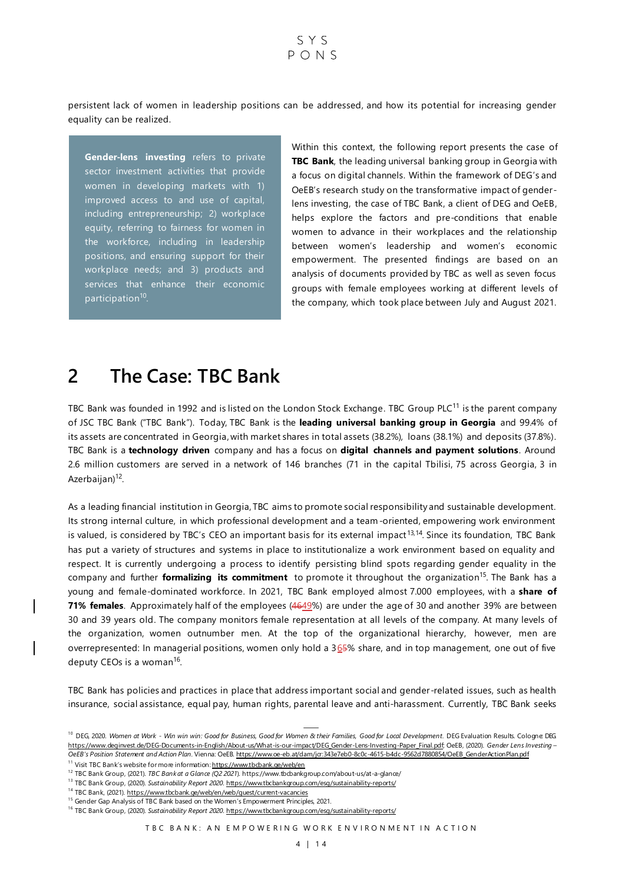persistent lack of women in leadership positions can be addressed, and how its potential for increasing gender equality can be realized.

> **Gender-lens investing** refers to private sector investment activities that provide women in developing markets with 1) improved access to and use of capital, including entrepreneurship; 2) workplace equity, referring to fairness for women in the workforce, including in leadership positions, and ensuring support for their workplace needs; and 3) products and services that enhance their economic participation[10].

Within this context, the following report presents the case of **TBC Bank**, the leading universal banking group in Georgia with a focus on digital channels. Within the framework of DEG's and OeEB's research study on the transformative impact of gender-lens investing, the case of TBC Bank, a client of DEG and OeEB, helps explore the factors and pre-conditions that enable women to advance in their workplaces and the relationship between women's leadership and women's economic empowerment. The presented findings are based on an analysis of documents provided by TBC as well as seven focus groups with female employees working at different levels of the company, which took place between July and August 2021.

# 2 The Case: TBC Bank

TBC Bank was founded in 1992 and is listed on the London Stock Exchange. TBC Group PLC[11] is the parent company of JSC TBC Bank ("TBC Bank"). Today, TBC Bank is the **leading universal banking group in Georgia** and 99.4% of its assets are concentrated in Georgia, with market shares in total assets (38.2%), loans (38.1%) and deposits (37.8%). TBC Bank is a **technology driven** company and has a focus on **digital channels and payment solutions**. Around 2.6 million customers are served in a network of 146 branches (71 in the capital Tbilisi, 75 across Georgia, 3 in Azerbaijan)[12].

As a leading financial institution in Georgia, TBC aims to promote social responsibility and sustainable development. Its strong internal culture, in which professional development and a team-oriented, empowering work environment is valued, is considered by TBC's CEO an important basis for its external impact[13,14]. Since its foundation, TBC Bank has put a variety of structures and systems in place to institutionalize a work environment based on equality and respect. It is currently undergoing a process to identify persisting blind spots regarding gender equality in the company and further **formalizing its commitment** to promote it throughout the organization[15]. The Bank has a young and female-dominated workforce. In 2021, TBC Bank employed almost 7.000 employees, with a **share of 71% females**. Approximately half of the employees (~~46~~49%) are under the age of 30 and another 39% are between 30 and 39 years old. The company monitors female representation at all levels of the company. At many levels of the organization, women outnumber men. At the top of the organizational hierarchy, however, men are overrepresented: In managerial positions, women only hold a 3~~6~~5% share, and in top management, one out of five deputy CEOs is a woman[16].

TBC Bank has policies and practices in place that address important social and gender-related issues, such as health insurance, social assistance, equal pay, human rights, parental leave and anti-harassment. Currently, TBC Bank seeks

---

[10] DEG, 2020. *Women at Work - Win win win: Good for Business, Good for Women & their Families, Good for Local Development*. DEG Evaluation Results. Cologne: DEG. https://www.deginvest.de/DEG-Documents-in-English/About-us/What-is-our-impact/DEG_Gender-Lens-Investing-Paper_Final.pdf; OeEB, (2020). *Gender Lens Investing – OeEB's Position Statement and Action Plan*. Vienna: OeEB. https://www.oe-eb.at/dam/jcr:343e7eb0-8c0c-4615-b4dc-9562d7880854/OeEB_GenderActionPlan.pdf

[11] Visit TBC Bank's website for more information: https://www.tbcbank.ge/web/en

[12] TBC Bank Group, (2021). *TBC Bank at a Glance (Q2 2021*). https://www.tbcbankgroup.com/about-us/at-a-glance/

[13] TBC Bank Group, (2020). *Sustainability Report 2020*. https://www.tbcbankgroup.com/esg/sustainability-reports/

[14] TBC Bank, (2021). https://www.tbcbank.ge/web/en/web/guest/current-vacancies

[15] Gender Gap Analysis of TBC Bank based on the Women's Empowerment Principles, 2021.

[16] TBC Bank Group, (2020). *Sustainability Report 2020*. https://www.tbcbankgroup.com/esg/sustainability-reports/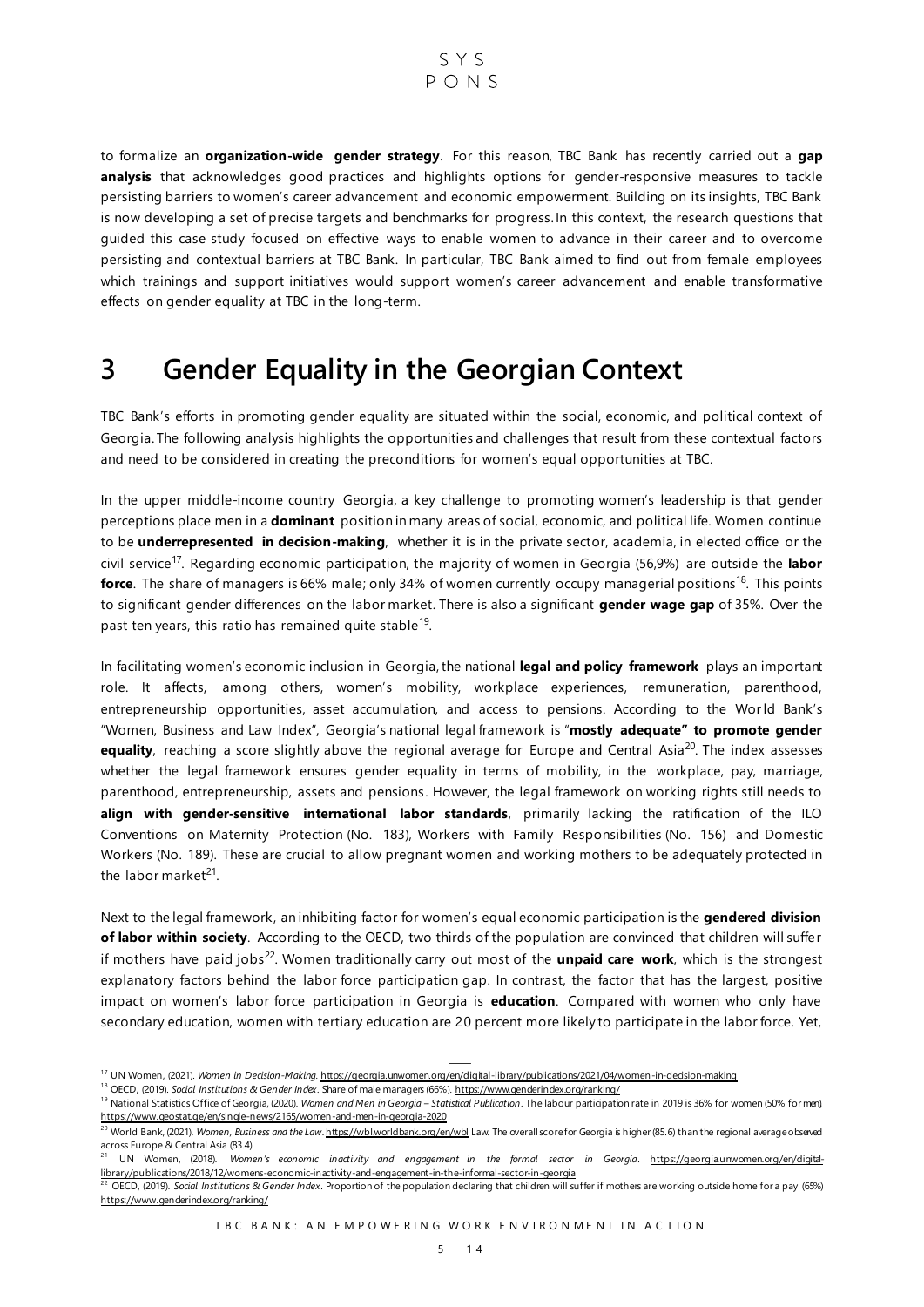to formalize an **organization-wide gender strategy**. For this reason, TBC Bank has recently carried out a **gap analysis** that acknowledges good practices and highlights options for gender-responsive measures to tackle persisting barriers to women's career advancement and economic empowerment. Building on its insights, TBC Bank is now developing a set of precise targets and benchmarks for progress. In this context, the research questions that guided this case study focused on effective ways to enable women to advance in their career and to overcome persisting and contextual barriers at TBC Bank. In particular, TBC Bank aimed to find out from female employees which trainings and support initiatives would support women's career advancement and enable transformative effects on gender equality at TBC in the long-term.

# 3 Gender Equality in the Georgian Context

TBC Bank's efforts in promoting gender equality are situated within the social, economic, and political context of Georgia. The following analysis highlights the opportunities and challenges that result from these contextual factors and need to be considered in creating the preconditions for women's equal opportunities at TBC.

In the upper middle-income country Georgia, a key challenge to promoting women's leadership is that gender perceptions place men in a **dominant** position in many areas of social, economic, and political life. Women continue to be **underrepresented in decision-making**, whether it is in the private sector, academia, in elected office or the civil service[17]. Regarding economic participation, the majority of women in Georgia (56,9%) are outside the **labor force**. The share of managers is 66% male; only 34% of women currently occupy managerial positions[18]. This points to significant gender differences on the labor market. There is also a significant **gender wage gap** of 35%. Over the past ten years, this ratio has remained quite stable[19].

In facilitating women's economic inclusion in Georgia, the national **legal and policy framework** plays an important role. It affects, among others, women's mobility, workplace experiences, remuneration, parenthood, entrepreneurship opportunities, asset accumulation, and access to pensions. According to the World Bank's "Women, Business and Law Index", Georgia's national legal framework is "**mostly adequate" to promote gender equality**, reaching a score slightly above the regional average for Europe and Central Asia[20]. The index assesses whether the legal framework ensures gender equality in terms of mobility, in the workplace, pay, marriage, parenthood, entrepreneurship, assets and pensions. However, the legal framework on working rights still needs to **align with gender-sensitive international labor standards**, primarily lacking the ratification of the ILO Conventions on Maternity Protection (No. 183), Workers with Family Responsibilities (No. 156) and Domestic Workers (No. 189). These are crucial to allow pregnant women and working mothers to be adequately protected in the labor market[21].

Next to the legal framework, an inhibiting factor for women's equal economic participation is the **gendered division of labor within society**. According to the OECD, two thirds of the population are convinced that children will suffer if mothers have paid jobs[22]. Women traditionally carry out most of the **unpaid care work**, which is the strongest explanatory factors behind the labor force participation gap. In contrast, the factor that has the largest, positive impact on women's labor force participation in Georgia is **education**. Compared with women who only have secondary education, women with tertiary education are 20 percent more likely to participate in the labor force. Yet,

---

[17] UN Women, (2021). *Women in Decision-Making*. https://georgia.unwomen.org/en/digital-library/publications/2021/04/women-in-decision-making

[18] OECD, (2019). *Social Institutions & Gender Index*. Share of male managers (66%). https://www.genderindex.org/ranking/

[19] National Statistics Office of Georgia, (2020). *Women and Men in Georgia – Statistical Publication*. The labour participation rate in 2019 is 36% for women (50% for men) https://www.geostat.ge/en/single-news/2165/women-and-men-in-georgia-2020

[20] World Bank, (2021). *Women, Business and the Law*. https://wbl.worldbank.org/en/wbl Law. The overall score for Georgia is higher (85.6) than the regional average observed across Europe & Central Asia (83.4).

[21] UN Women, (2018). *Women's economic inactivity and engagement in the formal sector in Georgia*. https://georgia.unwomen.org/en/digital-library/publications/2018/12/womens-economic-inactivity-and-engagement-in-the-informal-sector-in-georgia

[22] OECD, (2019). *Social Institutions & Gender Index*. Proportion of the population declaring that children will suffer if mothers are working outside home for a pay (65%) https://www.genderindex.org/ranking/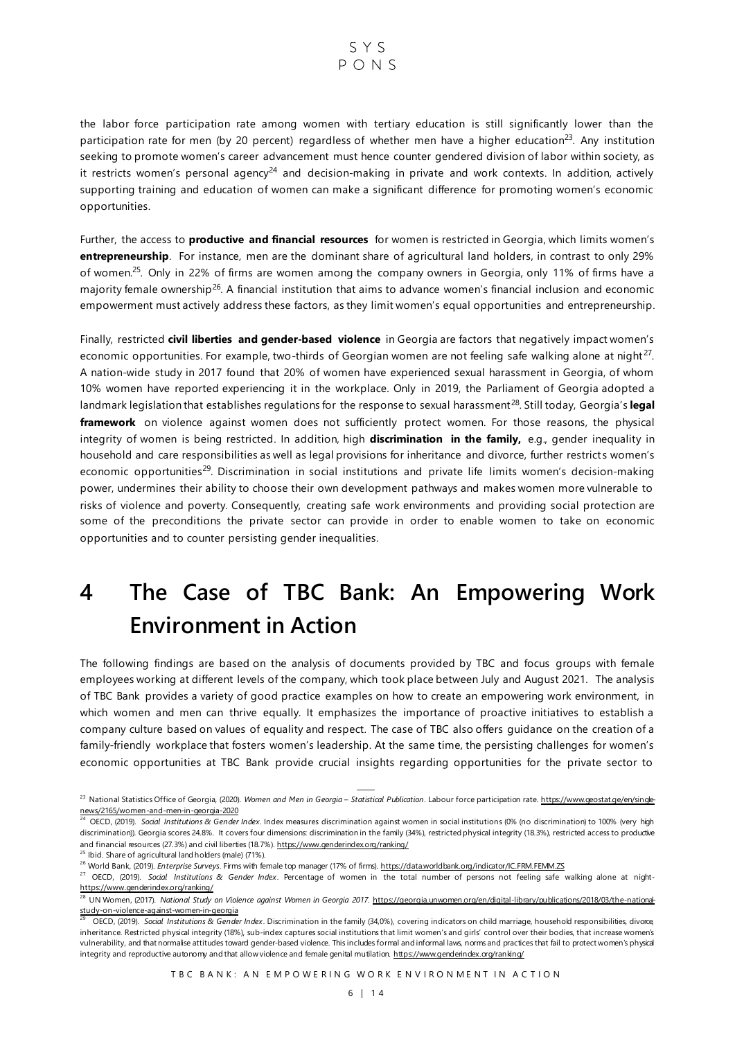the labor force participation rate among women with tertiary education is still significantly lower than the participation rate for men (by 20 percent) regardless of whether men have a higher education[23]. Any institution seeking to promote women's career advancement must hence counter gendered division of labor within society, as it restricts women's personal agency[24] and decision-making in private and work contexts. In addition, actively supporting training and education of women can make a significant difference for promoting women's economic opportunities.

Further, the access to **productive and financial resources** for women is restricted in Georgia, which limits women's **entrepreneurship**. For instance, men are the dominant share of agricultural land holders, in contrast to only 29% of women.[25]. Only in 22% of firms are women among the company owners in Georgia, only 11% of firms have a majority female ownership[26]. A financial institution that aims to advance women's financial inclusion and economic empowerment must actively address these factors, as they limit women's equal opportunities and entrepreneurship.

Finally, restricted **civil liberties and gender-based violence** in Georgia are factors that negatively impact women's economic opportunities. For example, two-thirds of Georgian women are not feeling safe walking alone at night[27]. A nation-wide study in 2017 found that 20% of women have experienced sexual harassment in Georgia, of whom 10% women have reported experiencing it in the workplace. Only in 2019, the Parliament of Georgia adopted a landmark legislation that establishes regulations for the response to sexual harassment[28]. Still today, Georgia's **legal framework** on violence against women does not sufficiently protect women. For those reasons, the physical integrity of women is being restricted. In addition, high **discrimination in the family,** e.g., gender inequality in household and care responsibilities as well as legal provisions for inheritance and divorce, further restricts women's economic opportunities[29]. Discrimination in social institutions and private life limits women's decision-making power, undermines their ability to choose their own development pathways and makes women more vulnerable to risks of violence and poverty. Consequently, creating safe work environments and providing social protection are some of the preconditions the private sector can provide in order to enable women to take on economic opportunities and to counter persisting gender inequalities.

# 4 The Case of TBC Bank: An Empowering Work Environment in Action

The following findings are based on the analysis of documents provided by TBC and focus groups with female employees working at different levels of the company, which took place between July and August 2021. The analysis of TBC Bank provides a variety of good practice examples on how to create an empowering work environment, in which women and men can thrive equally. It emphasizes the importance of proactive initiatives to establish a company culture based on values of equality and respect. The case of TBC also offers guidance on the creation of a family-friendly workplace that fosters women's leadership. At the same time, the persisting challenges for women's economic opportunities at TBC Bank provide crucial insights regarding opportunities for the private sector to

---

[23] National Statistics Office of Georgia, (2020). *Women and Men in Georgia – Statistical Publication*. Labour force participation rate. https://www.geostat.ge/en/single-news/2165/women-and-men-in-georgia-2020

[24] OECD, (2019). *Social Institutions & Gender Index*. Index measures discrimination against women in social institutions (0% (no discrimination) to 100% (very high discrimination)). Georgia scores 24.8%. It covers four dimensions: discrimination in the family (34%), restricted physical integrity (18.3%), restricted access to productive and financial resources (27.3%) and civil liberties (18.7%). https://www.genderindex.org/ranking/

[25] Ibid. Share of agricultural land holders (male) (71%).

[26] World Bank, (2019). *Enterprise Surveys*. Firms with female top manager (17% of firms). https://data.worldbank.org/indicator/IC.FRM.FEMM.ZS

[27] OECD, (2019). *Social Institutions & Gender Index*. Percentage of women in the total number of persons not feeling safe walking alone at night- https://www.genderindex.org/ranking/

[28] UN Women, (2017). *National Study on Violence against Women in Georgia 2017*. https://georgia.unwomen.org/en/digital-library/publications/2018/03/the-national-study-on-violence-against-women-in-georgia

[29] OECD, (2019). *Social Institutions & Gender Index*. Discrimination in the family (34,0%), covering indicators on child marriage, household responsibilities, divorce, inheritance. Restricted physical integrity (18%), sub-index captures social institutions that limit women's and girls' control over their bodies, that increase women's vulnerability, and that normalise attitudes toward gender-based violence. This includes formal and informal laws, norms and practices that fail to protect women's physical integrity and reproductive autonomy and that allow violence and female genital mutilation. https://www.genderindex.org/ranking/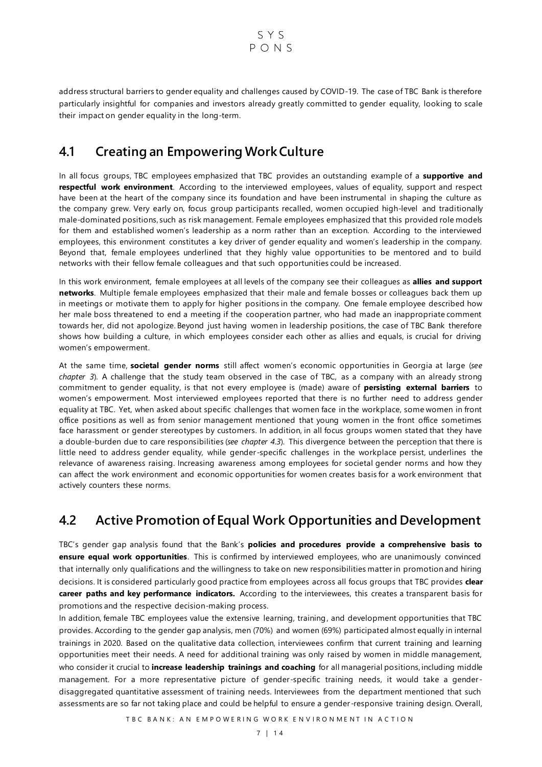address structural barriers to gender equality and challenges caused by COVID-19. The case of TBC Bank is therefore particularly insightful for companies and investors already greatly committed to gender equality, looking to scale their impact on gender equality in the long-term.

## 4.1 Creating an Empowering Work Culture

In all focus groups, TBC employees emphasized that TBC provides an outstanding example of a **supportive and respectful work environment**. According to the interviewed employees, values of equality, support and respect have been at the heart of the company since its foundation and have been instrumental in shaping the culture as the company grew. Very early on, focus group participants recalled, women occupied high-level and traditionally male-dominated positions, such as risk management. Female employees emphasized that this provided role models for them and established women's leadership as a norm rather than an exception. According to the interviewed employees, this environment constitutes a key driver of gender equality and women's leadership in the company. Beyond that, female employees underlined that they highly value opportunities to be mentored and to build networks with their fellow female colleagues and that such opportunities could be increased.

In this work environment, female employees at all levels of the company see their colleagues as **allies and support networks**. Multiple female employees emphasized that their male and female bosses or colleagues back them up in meetings or motivate them to apply for higher positions in the company. One female employee described how her male boss threatened to end a meeting if the cooperation partner, who had made an inappropriate comment towards her, did not apologize. Beyond just having women in leadership positions, the case of TBC Bank therefore shows how building a culture, in which employees consider each other as allies and equals, is crucial for driving women's empowerment.

At the same time, **societal gender norms** still affect women's economic opportunities in Georgia at large (*see chapter 3*). A challenge that the study team observed in the case of TBC, as a company with an already strong commitment to gender equality, is that not every employee is (made) aware of **persisting external barriers** to women's empowerment. Most interviewed employees reported that there is no further need to address gender equality at TBC. Yet, when asked about specific challenges that women face in the workplace, some women in front office positions as well as from senior management mentioned that young women in the front office sometimes face harassment or gender stereotypes by customers. In addition, in all focus groups women stated that they have a double-burden due to care responsibilities (*see chapter 4.3*). This divergence between the perception that there is little need to address gender equality, while gender-specific challenges in the workplace persist, underlines the relevance of awareness raising. Increasing awareness among employees for societal gender norms and how they can affect the work environment and economic opportunities for women creates basis for a work environment that actively counters these norms.

## 4.2 Active Promotion of Equal Work Opportunities and Development

TBC's gender gap analysis found that the Bank's **policies and procedures provide a comprehensive basis to ensure equal work opportunities**. This is confirmed by interviewed employees, who are unanimously convinced that internally only qualifications and the willingness to take on new responsibilities matter in promotion and hiring decisions. It is considered particularly good practice from employees across all focus groups that TBC provides **clear career paths and key performance indicators.** According to the interviewees, this creates a transparent basis for promotions and the respective decision-making process.

In addition, female TBC employees value the extensive learning, training, and development opportunities that TBC provides. According to the gender gap analysis, men (70%) and women (69%) participated almost equally in internal trainings in 2020. Based on the qualitative data collection, interviewees confirm that current training and learning opportunities meet their needs. A need for additional training was only raised by women in middle management, who consider it crucial to **increase leadership trainings and coaching** for all managerial positions, including middle management. For a more representative picture of gender-specific training needs, it would take a gender-disaggregated quantitative assessment of training needs. Interviewees from the department mentioned that such assessments are so far not taking place and could be helpful to ensure a gender-responsive training design. Overall,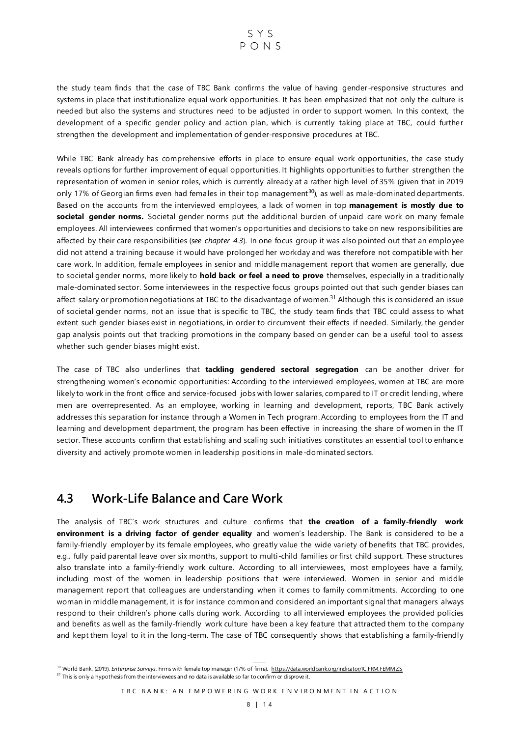the study team finds that the case of TBC Bank confirms the value of having gender-responsive structures and systems in place that institutionalize equal work opportunities. It has been emphasized that not only the culture is needed but also the systems and structures need to be adjusted in order to support women. In this context, the development of a specific gender policy and action plan, which is currently taking place at TBC, could further strengthen the development and implementation of gender-responsive procedures at TBC.

While TBC Bank already has comprehensive efforts in place to ensure equal work opportunities, the case study reveals options for further improvement of equal opportunities. It highlights opportunities to further strengthen the representation of women in senior roles, which is currently already at a rather high level of 35% (given that in 2019 only 17% of Georgian firms even had females in their top management[30]), as well as male-dominated departments. Based on the accounts from the interviewed employees, a lack of women in top **management is mostly due to societal gender norms.** Societal gender norms put the additional burden of unpaid care work on many female employees. All interviewees confirmed that women's opportunities and decisions to take on new responsibilities are affected by their care responsibilities (*see chapter 4.3*). In one focus group it was also pointed out that an employee did not attend a training because it would have prolonged her workday and was therefore not compatible with her care work. In addition, female employees in senior and middle management report that women are generally, due to societal gender norms, more likely to **hold back or feel a need to prove** themselves, especially in a traditionally male-dominated sector. Some interviewees in the respective focus groups pointed out that such gender biases can affect salary or promotion negotiations at TBC to the disadvantage of women.[31] Although this is considered an issue of societal gender norms, not an issue that is specific to TBC, the study team finds that TBC could assess to what extent such gender biases exist in negotiations, in order to circumvent their effects if needed. Similarly, the gender gap analysis points out that tracking promotions in the company based on gender can be a useful tool to assess whether such gender biases might exist.

The case of TBC also underlines that **tackling gendered sectoral segregation** can be another driver for strengthening women's economic opportunities: According to the interviewed employees, women at TBC are more likely to work in the front office and service-focused jobs with lower salaries, compared to IT or credit lending, where men are overrepresented. As an employee, working in learning and development, reports, TBC Bank actively addresses this separation for instance through a Women in Tech program. According to employees from the IT and learning and development department, the program has been effective in increasing the share of women in the IT sector. These accounts confirm that establishing and scaling such initiatives constitutes an essential tool to enhance diversity and actively promote women in leadership positions in male-dominated sectors.

## 4.3 Work-Life Balance and Care Work

The analysis of TBC's work structures and culture confirms that **the creation of a family-friendly work environment is a driving factor of gender equality** and women's leadership. The Bank is considered to be a family-friendly employer by its female employees, who greatly value the wide variety of benefits that TBC provides, e.g., fully paid parental leave over six months, support to multi-child families or first child support. These structures also translate into a family-friendly work culture. According to all interviewees, most employees have a family, including most of the women in leadership positions that were interviewed. Women in senior and middle management report that colleagues are understanding when it comes to family commitments. According to one woman in middle management, it is for instance common and considered an important signal that managers always respond to their children's phone calls during work. According to all interviewed employees the provided policies and benefits as well as the family-friendly work culture have been a key feature that attracted them to the company and kept them loyal to it in the long-term. The case of TBC consequently shows that establishing a family-friendly

---

[30] World Bank, (2019). *Enterprise Surveys*. Firms with female top manager (17% of firms). https://data.worldbank.org/indicator/IC.FRM.FEMM.ZS

[31] This is only a hypothesis from the interviewees and no data is available so far to confirm or disprove it.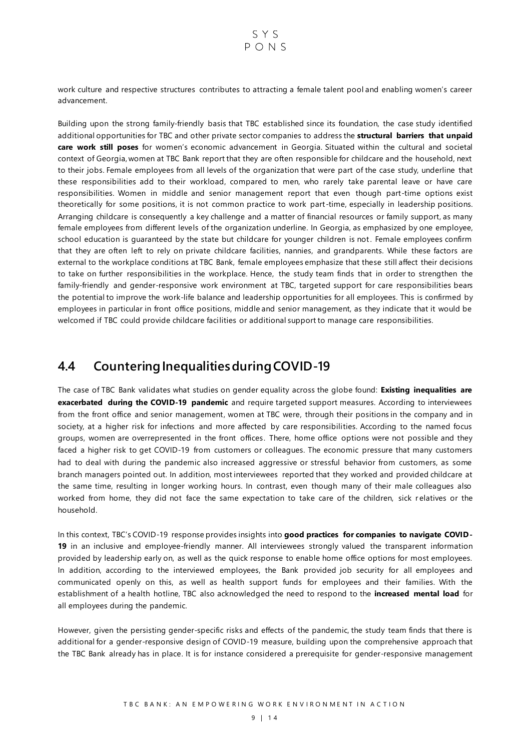work culture and respective structures contributes to attracting a female talent pool and enabling women's career advancement.

Building upon the strong family-friendly basis that TBC established since its foundation, the case study identified additional opportunities for TBC and other private sector companies to address the **structural barriers that unpaid care work still poses** for women's economic advancement in Georgia. Situated within the cultural and societal context of Georgia, women at TBC Bank report that they are often responsible for childcare and the household, next to their jobs. Female employees from all levels of the organization that were part of the case study, underline that these responsibilities add to their workload, compared to men, who rarely take parental leave or have care responsibilities. Women in middle and senior management report that even though part-time options exist theoretically for some positions, it is not common practice to work part-time, especially in leadership positions. Arranging childcare is consequently a key challenge and a matter of financial resources or family support, as many female employees from different levels of the organization underline. In Georgia, as emphasized by one employee, school education is guaranteed by the state but childcare for younger children is not. Female employees confirm that they are often left to rely on private childcare facilities, nannies, and grandparents. While these factors are external to the workplace conditions at TBC Bank, female employees emphasize that these still affect their decisions to take on further responsibilities in the workplace. Hence, the study team finds that in order to strengthen the family-friendly and gender-responsive work environment at TBC, targeted support for care responsibilities bears the potential to improve the work-life balance and leadership opportunities for all employees. This is confirmed by employees in particular in front office positions, middle and senior management, as they indicate that it would be welcomed if TBC could provide childcare facilities or additional support to manage care responsibilities.

## 4.4 Countering Inequalities during COVID-19

The case of TBC Bank validates what studies on gender equality across the globe found: **Existing inequalities are exacerbated during the COVID-19 pandemic** and require targeted support measures. According to interviewees from the front office and senior management, women at TBC were, through their positions in the company and in society, at a higher risk for infections and more affected by care responsibilities. According to the named focus groups, women are overrepresented in the front offices. There, home office options were not possible and they faced a higher risk to get COVID-19 from customers or colleagues. The economic pressure that many customers had to deal with during the pandemic also increased aggressive or stressful behavior from customers, as some branch managers pointed out. In addition, most interviewees reported that they worked and provided childcare at the same time, resulting in longer working hours. In contrast, even though many of their male colleagues also worked from home, they did not face the same expectation to take care of the children, sick relatives or the household.

In this context, TBC's COVID-19 response provides insights into **good practices for companies to navigate COVID-19** in an inclusive and employee-friendly manner. All interviewees strongly valued the transparent information provided by leadership early on, as well as the quick response to enable home office options for most employees. In addition, according to the interviewed employees, the Bank provided job security for all employees and communicated openly on this, as well as health support funds for employees and their families. With the establishment of a health hotline, TBC also acknowledged the need to respond to the **increased mental load** for all employees during the pandemic.

However, given the persisting gender-specific risks and effects of the pandemic, the study team finds that there is additional for a gender-responsive design of COVID-19 measure, building upon the comprehensive approach that the TBC Bank already has in place. It is for instance considered a prerequisite for gender-responsive management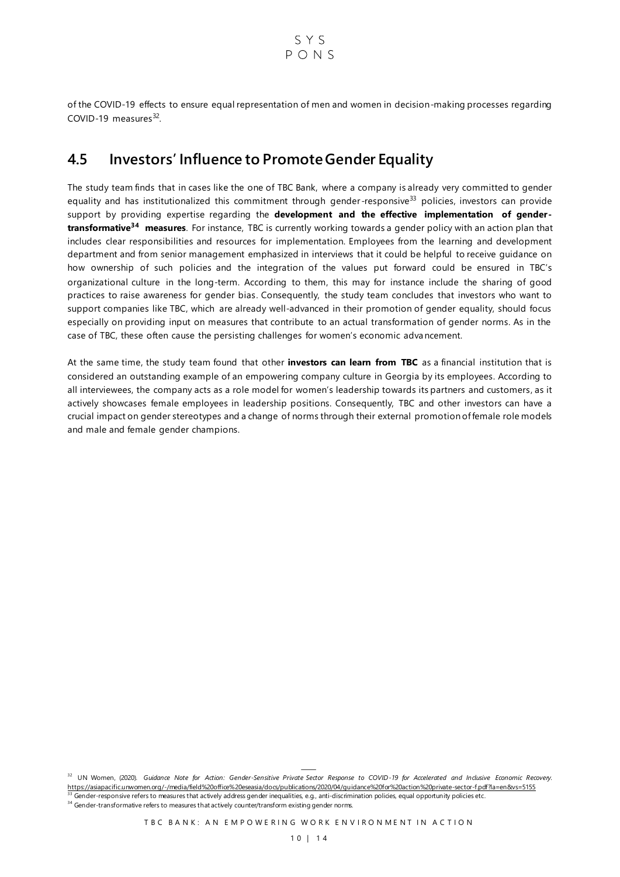of the COVID-19 effects to ensure equal representation of men and women in decision-making processes regarding COVID-19 measures[32].

## 4.5 Investors' Influence to Promote Gender Equality

The study team finds that in cases like the one of TBC Bank, where a company is already very committed to gender equality and has institutionalized this commitment through gender-responsive[33] policies, investors can provide support by providing expertise regarding the **development and the effective implementation of gender-transformative[34] measures**. For instance, TBC is currently working towards a gender policy with an action plan that includes clear responsibilities and resources for implementation. Employees from the learning and development department and from senior management emphasized in interviews that it could be helpful to receive guidance on how ownership of such policies and the integration of the values put forward could be ensured in TBC's organizational culture in the long-term. According to them, this may for instance include the sharing of good practices to raise awareness for gender bias. Consequently, the study team concludes that investors who want to support companies like TBC, which are already well-advanced in their promotion of gender equality, should focus especially on providing input on measures that contribute to an actual transformation of gender norms. As in the case of TBC, these often cause the persisting challenges for women's economic advancement.

At the same time, the study team found that other **investors can learn from TBC** as a financial institution that is considered an outstanding example of an empowering company culture in Georgia by its employees. According to all interviewees, the company acts as a role model for women's leadership towards its partners and customers, as it actively showcases female employees in leadership positions. Consequently, TBC and other investors can have a crucial impact on gender stereotypes and a change of norms through their external promotion of female role models and male and female gender champions.

---

[32] UN Women, (2020). *Guidance Note for Action: Gender-Sensitive Private Sector Response to COVID-19 for Accelerated and Inclusive Economic Recovery.* https://asiapacific.unwomen.org/-/media/field%20office%20eseasia/docs/publications/2020/04/guidance%20for%20action%20private-sector-f.pdf?la=en&vs=5155

[33] Gender-responsive refers to measures that actively address gender inequalities, e.g., anti-discrimination policies, equal opportunity policies etc.

[34] Gender-transformative refers to measures that actively counter/transform existing gender norms.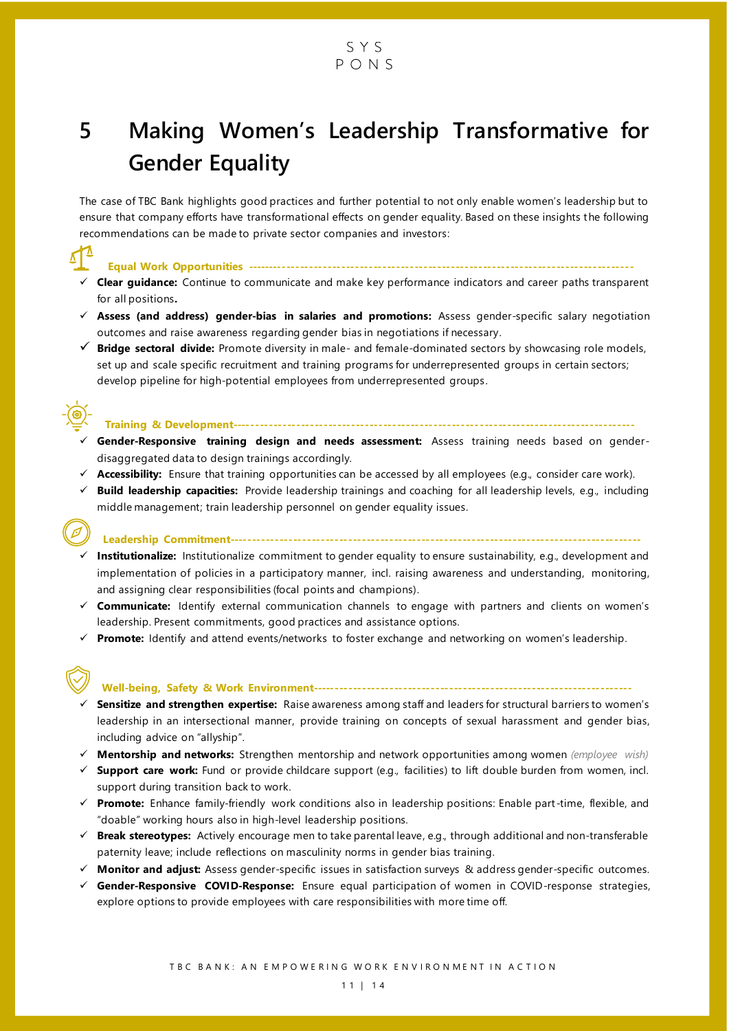# 5 Making Women's Leadership Transformative for Gender Equality

The case of TBC Bank highlights good practices and further potential to not only enable women's leadership but to ensure that company efforts have transformational effects on gender equality. Based on these insights the following recommendations can be made to private sector companies and investors:

### Equal Work Opportunities

- ✓ **Clear guidance:** Continue to communicate and make key performance indicators and career paths transparent for all positions.
- ✓ **Assess (and address) gender-bias in salaries and promotions:** Assess gender-specific salary negotiation outcomes and raise awareness regarding gender bias in negotiations if necessary.
- ✓ **Bridge sectoral divide:** Promote diversity in male- and female-dominated sectors by showcasing role models, set up and scale specific recruitment and training programs for underrepresented groups in certain sectors; develop pipeline for high-potential employees from underrepresented groups.

### Training & Development

- ✓ **Gender-Responsive training design and needs assessment:** Assess training needs based on gender-disaggregated data to design trainings accordingly.
- ✓ **Accessibility:** Ensure that training opportunities can be accessed by all employees (e.g., consider care work).
- ✓ **Build leadership capacities:** Provide leadership trainings and coaching for all leadership levels, e.g., including middle management; train leadership personnel on gender equality issues.

### Leadership Commitment

- ✓ **Institutionalize:** Institutionalize commitment to gender equality to ensure sustainability, e.g., development and implementation of policies in a participatory manner, incl. raising awareness and understanding, monitoring, and assigning clear responsibilities (focal points and champions).
- ✓ **Communicate:** Identify external communication channels to engage with partners and clients on women's leadership. Present commitments, good practices and assistance options.
- ✓ **Promote:** Identify and attend events/networks to foster exchange and networking on women's leadership.

### Well-being, Safety & Work Environment

- ✓ **Sensitize and strengthen expertise:** Raise awareness among staff and leaders for structural barriers to women's leadership in an intersectional manner, provide training on concepts of sexual harassment and gender bias, including advice on "allyship".
- ✓ **Mentorship and networks:** Strengthen mentorship and network opportunities among women *(employee wish)*
- ✓ **Support care work:** Fund or provide childcare support (e.g., facilities) to lift double burden from women, incl. support during transition back to work.
- ✓ **Promote:** Enhance family-friendly work conditions also in leadership positions: Enable part-time, flexible, and "doable" working hours also in high-level leadership positions.
- ✓ **Break stereotypes:** Actively encourage men to take parental leave, e.g., through additional and non-transferable paternity leave; include reflections on masculinity norms in gender bias training.
- ✓ **Monitor and adjust:** Assess gender-specific issues in satisfaction surveys & address gender-specific outcomes.
- ✓ **Gender-Responsive COVID-Response:** Ensure equal participation of women in COVID-response strategies, explore options to provide employees with care responsibilities with more time off.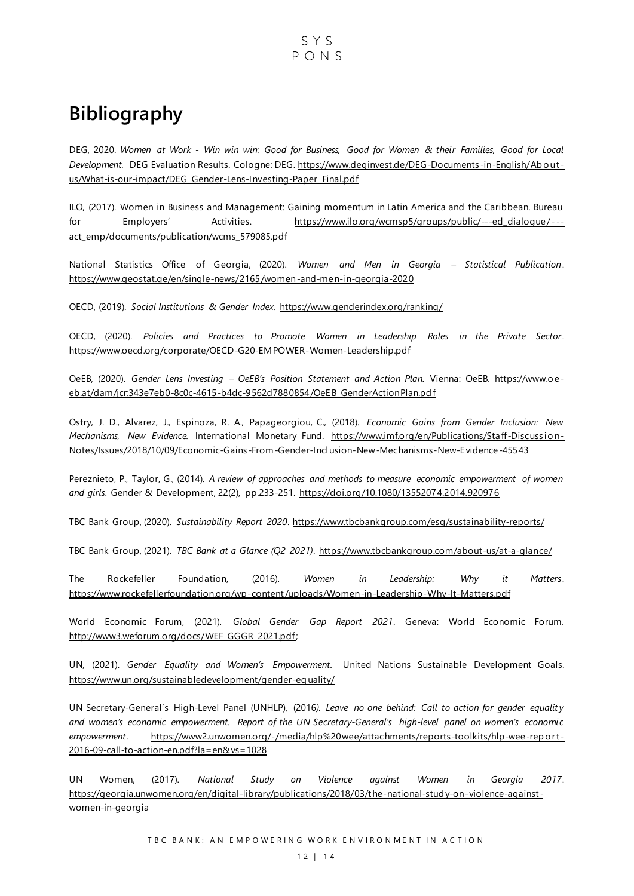# Bibliography

DEG, 2020. *Women at Work - Win win win: Good for Business, Good for Women & their Families, Good for Local Development.* DEG Evaluation Results. Cologne: DEG. https://www.deginvest.de/DEG-Documents-in-English/About-us/What-is-our-impact/DEG_Gender-Lens-Investing-Paper_Final.pdf

ILO, (2017). Women in Business and Management: Gaining momentum in Latin America and the Caribbean. Bureau for Employers' Activities. https://www.ilo.org/wcmsp5/groups/public/---ed_dialogue/---act_emp/documents/publication/wcms_579085.pdf

National Statistics Office of Georgia, (2020). *Women and Men in Georgia – Statistical Publication*. https://www.geostat.ge/en/single-news/2165/women-and-men-in-georgia-2020

OECD, (2019). *Social Institutions & Gender Index*. https://www.genderindex.org/ranking/

OECD, (2020). *Policies and Practices to Promote Women in Leadership Roles in the Private Sector*. https://www.oecd.org/corporate/OECD-G20-EMPOWER-Women-Leadership.pdf

OeEB, (2020). *Gender Lens Investing – OeEB's Position Statement and Action Plan.* Vienna: OeEB. https://www.oe-eb.at/dam/jcr:343e7eb0-8c0c-4615-b4dc-9562d7880854/OeEB_GenderActionPlan.pdf

Ostry, J. D., Alvarez, J., Espinoza, R. A., Papageorgiou, C., (2018). *Economic Gains from Gender Inclusion: New Mechanisms, New Evidence.* International Monetary Fund. https://www.imf.org/en/Publications/Staff-Discussion-Notes/Issues/2018/10/09/Economic-Gains-From-Gender-Inclusion-New-Mechanisms-New-Evidence-45543

Pereznieto, P., Taylor, G., (2014). *A review of approaches and methods to measure economic empowerment of women and girls*. Gender & Development, 22(2), pp.233-251. https://doi.org/10.1080/13552074.2014.920976

TBC Bank Group, (2020). *Sustainability Report 2020*. https://www.tbcbankgroup.com/esg/sustainability-reports/

TBC Bank Group, (2021). *TBC Bank at a Glance (Q2 2021)*. https://www.tbcbankgroup.com/about-us/at-a-glance/

The Rockefeller Foundation, (2016). *Women in Leadership: Why it Matters*. https://www.rockefellerfoundation.org/wp-content/uploads/Women-in-Leadership-Why-It-Matters.pdf

World Economic Forum, (2021). *Global Gender Gap Report 2021*. Geneva: World Economic Forum. http://www3.weforum.org/docs/WEF_GGGR_2021.pdf;

UN, (2021). *Gender Equality and Women's Empowerment.* United Nations Sustainable Development Goals. https://www.un.org/sustainabledevelopment/gender-equality/

UN Secretary-General's High-Level Panel (UNHLP), (2016*). Leave no one behind: Call to action for gender equality and women's economic empowerment. Report of the UN Secretary-General's high-level panel on women's economic empowerment*. https://www2.unwomen.org/-/media/hlp%20wee/attachments/reports-toolkits/hlp-wee-report-2016-09-call-to-action-en.pdf?la=en&vs=1028

UN Women, (2017). *National Study on Violence against Women in Georgia 2017*. https://georgia.unwomen.org/en/digital-library/publications/2018/03/the-national-study-on-violence-against-women-in-georgia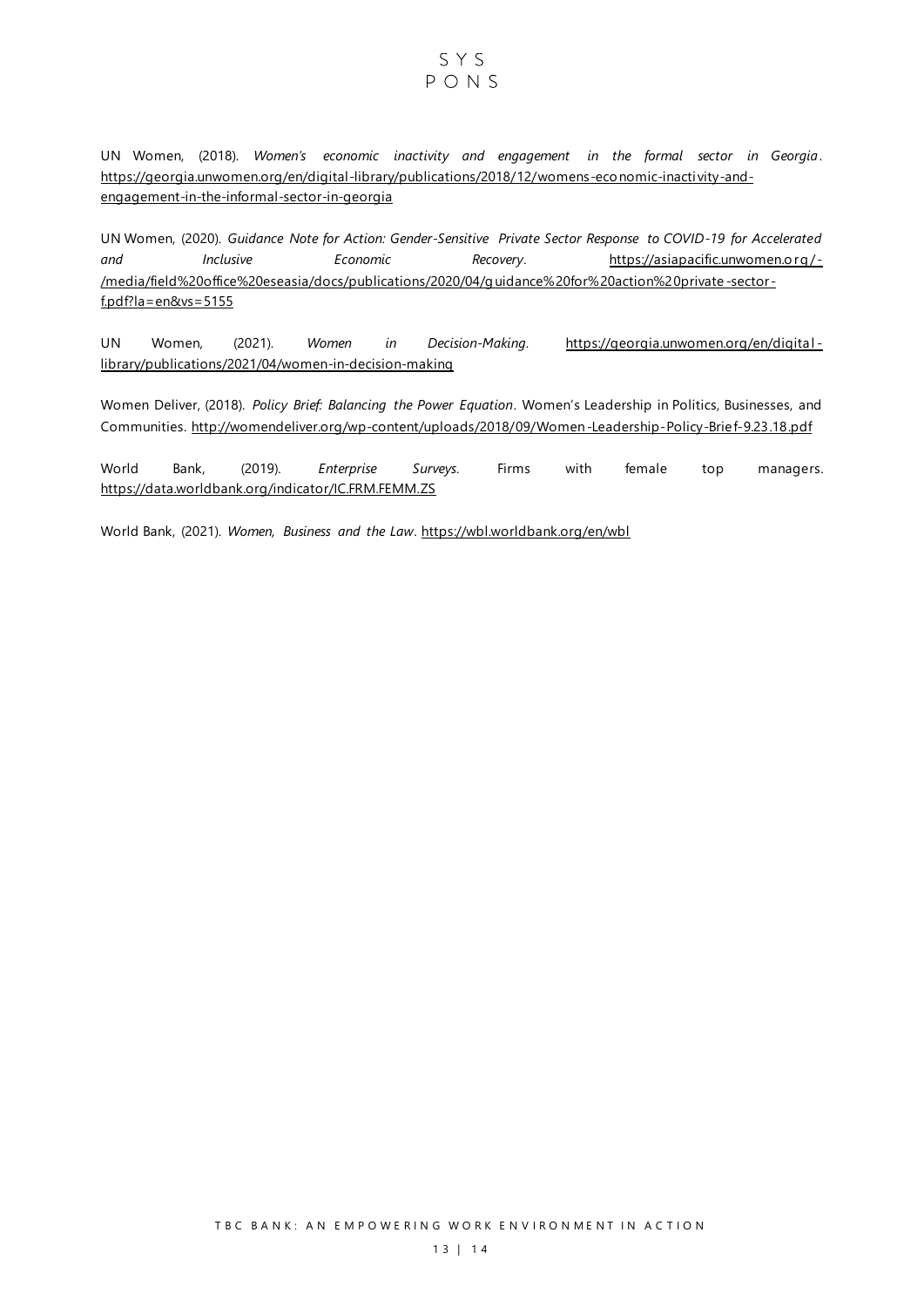UN Women, (2018). *Women's economic inactivity and engagement in the formal sector in Georgia*. https://georgia.unwomen.org/en/digital-library/publications/2018/12/womens-economic-inactivity-and-engagement-in-the-informal-sector-in-georgia

UN Women, (2020). *Guidance Note for Action: Gender-Sensitive Private Sector Response to COVID-19 for Accelerated and Inclusive Economic Recovery*. https://asiapacific.unwomen.org/-/media/field%20office%20eseasia/docs/publications/2020/04/guidance%20for%20action%20private-sector-f.pdf?la=en&vs=5155

UN Women, (2021). *Women in Decision-Making*. https://georgia.unwomen.org/en/digital-library/publications/2021/04/women-in-decision-making

Women Deliver, (2018). *Policy Brief: Balancing the Power Equation*. Women's Leadership in Politics, Businesses, and Communities. http://womendeliver.org/wp-content/uploads/2018/09/Women-Leadership-Policy-Brief-9.23.18.pdf

World Bank, (2019). *Enterprise Surveys*. Firms with female top managers. https://data.worldbank.org/indicator/IC.FRM.FEMM.ZS

World Bank, (2021). *Women, Business and the Law*. https://wbl.worldbank.org/en/wbl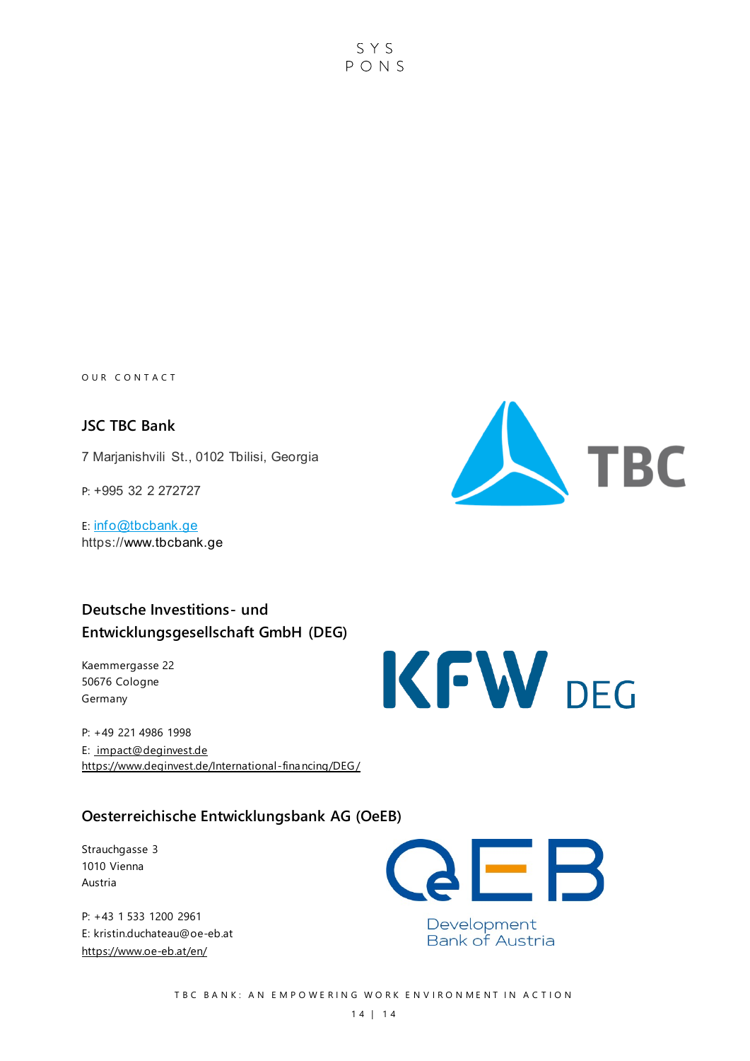OUR CONTACT

## JSC TBC Bank

7 Marjanishvili St., 0102 Tbilisi, Georgia

P: +995 32 2 272727

E: info@tbcbank.ge
https://www.tbcbank.ge

## Deutsche Investitions- und Entwicklungsgesellschaft GmbH (DEG)

Kaemmergasse 22
50676 Cologne
Germany

P: +49 221 4986 1998
E: impact@deginvest.de
https://www.deginvest.de/International-financing/DEG/

## Oesterreichische Entwicklungsbank AG (OeEB)

Strauchgasse 3
1010 Vienna
Austria

P: +43 1 533 1200 2961
E: kristin.duchateau@oe-eb.at
https://www.oe-eb.at/en/